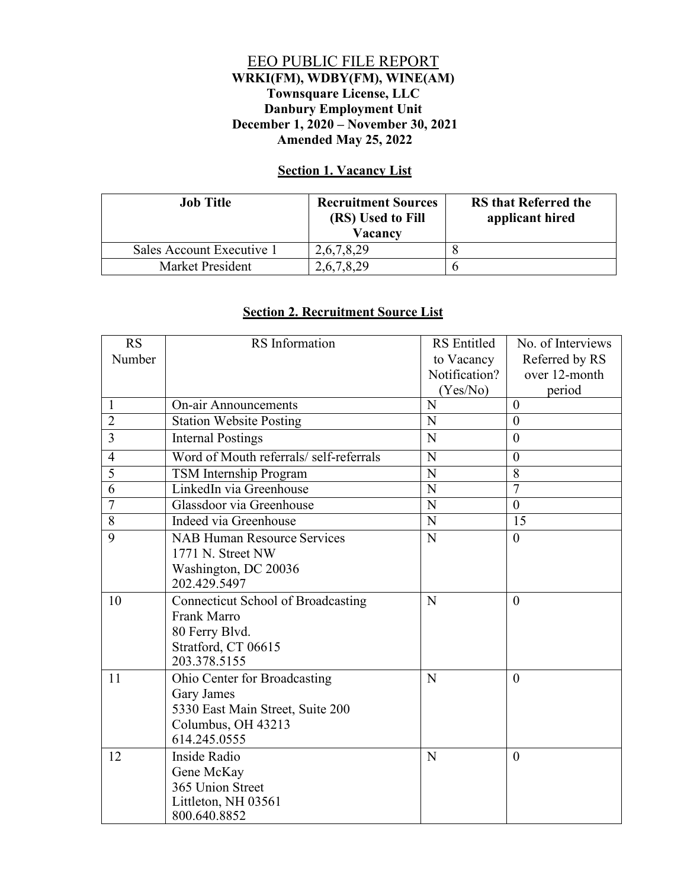# EEO PUBLIC FILE REPORT

**WRKI(FM), WDBY(FM), WINE(AM)**
**Townsquare License, LLC**
**Danbury Employment Unit**
**December 1, 2020 – November 30, 2021**
**Amended May 25, 2022**

## Section 1. Vacancy List

| Job Title | Recruitment Sources (RS) Used to Fill Vacancy | RS that Referred the applicant hired |
|---|---|---|
| Sales Account Executive 1 | 2,6,7,8,29 | 8 |
| Market President | 2,6,7,8,29 | 6 |

## Section 2. Recruitment Source List

| RS Number | RS Information | RS Entitled to Vacancy Notification? (Yes/No) | No. of Interviews Referred by RS over 12-month period |
|---|---|---|---|
| 1 | On-air Announcements | N | 0 |
| 2 | Station Website Posting | N | 0 |
| 3 | Internal Postings | N | 0 |
| 4 | Word of Mouth referrals/ self-referrals | N | 0 |
| 5 | TSM Internship Program | N | 8 |
| 6 | LinkedIn via Greenhouse | N | 7 |
| 7 | Glassdoor via Greenhouse | N | 0 |
| 8 | Indeed via Greenhouse | N | 15 |
| 9 | NAB Human Resource Services<br>1771 N. Street NW<br>Washington, DC 20036<br>202.429.5497 | N | 0 |
| 10 | Connecticut School of Broadcasting<br>Frank Marro<br>80 Ferry Blvd.<br>Stratford, CT 06615<br>203.378.5155 | N | 0 |
| 11 | Ohio Center for Broadcasting<br>Gary James<br>5330 East Main Street, Suite 200<br>Columbus, OH 43213<br>614.245.0555 | N | 0 |
| 12 | Inside Radio<br>Gene McKay<br>365 Union Street<br>Littleton, NH 03561<br>800.640.8852 | N | 0 |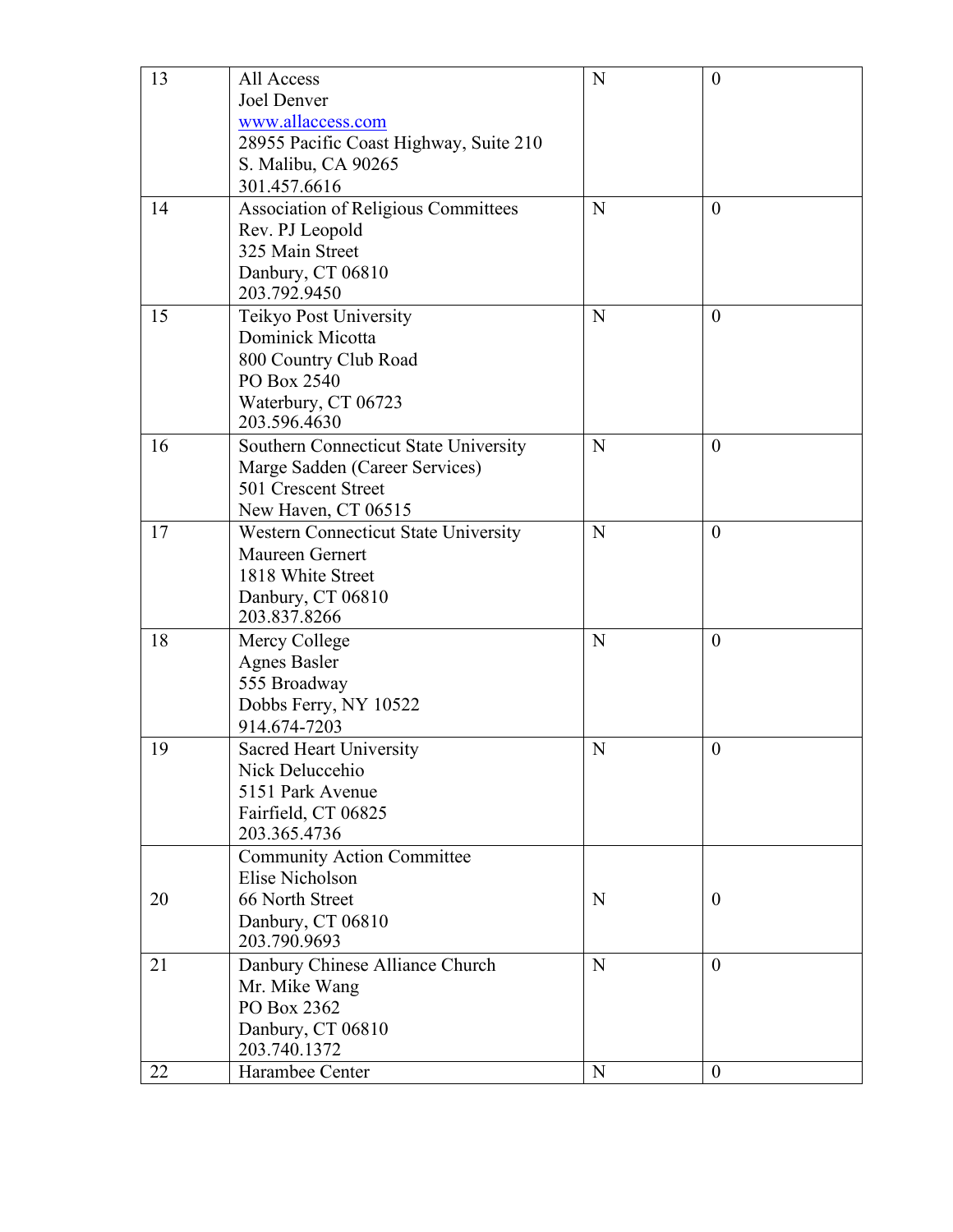| | | | |
|---|---|---|---|
| 13 | All Access<br>Joel Denver<br>www.allaccess.com<br>28955 Pacific Coast Highway, Suite 210<br>S. Malibu, CA 90265<br>301.457.6616 | N | 0 |
| 14 | Association of Religious Committees<br>Rev. PJ Leopold<br>325 Main Street<br>Danbury, CT 06810<br>203.792.9450 | N | 0 |
| 15 | Teikyo Post University<br>Dominick Micotta<br>800 Country Club Road<br>PO Box 2540<br>Waterbury, CT 06723<br>203.596.4630 | N | 0 |
| 16 | Southern Connecticut State University<br>Marge Sadden (Career Services)<br>501 Crescent Street<br>New Haven, CT 06515 | N | 0 |
| 17 | Western Connecticut State University<br>Maureen Gernert<br>1818 White Street<br>Danbury, CT 06810<br>203.837.8266 | N | 0 |
| 18 | Mercy College<br>Agnes Basler<br>555 Broadway<br>Dobbs Ferry, NY 10522<br>914.674-7203 | N | 0 |
| 19 | Sacred Heart University<br>Nick Deluccehio<br>5151 Park Avenue<br>Fairfield, CT 06825<br>203.365.4736 | N | 0 |
| 20 | Community Action Committee<br>Elise Nicholson<br>66 North Street<br>Danbury, CT 06810<br>203.790.9693 | N | 0 |
| 21 | Danbury Chinese Alliance Church<br>Mr. Mike Wang<br>PO Box 2362<br>Danbury, CT 06810<br>203.740.1372 | N | 0 |
| 22 | Harambee Center | N | 0 |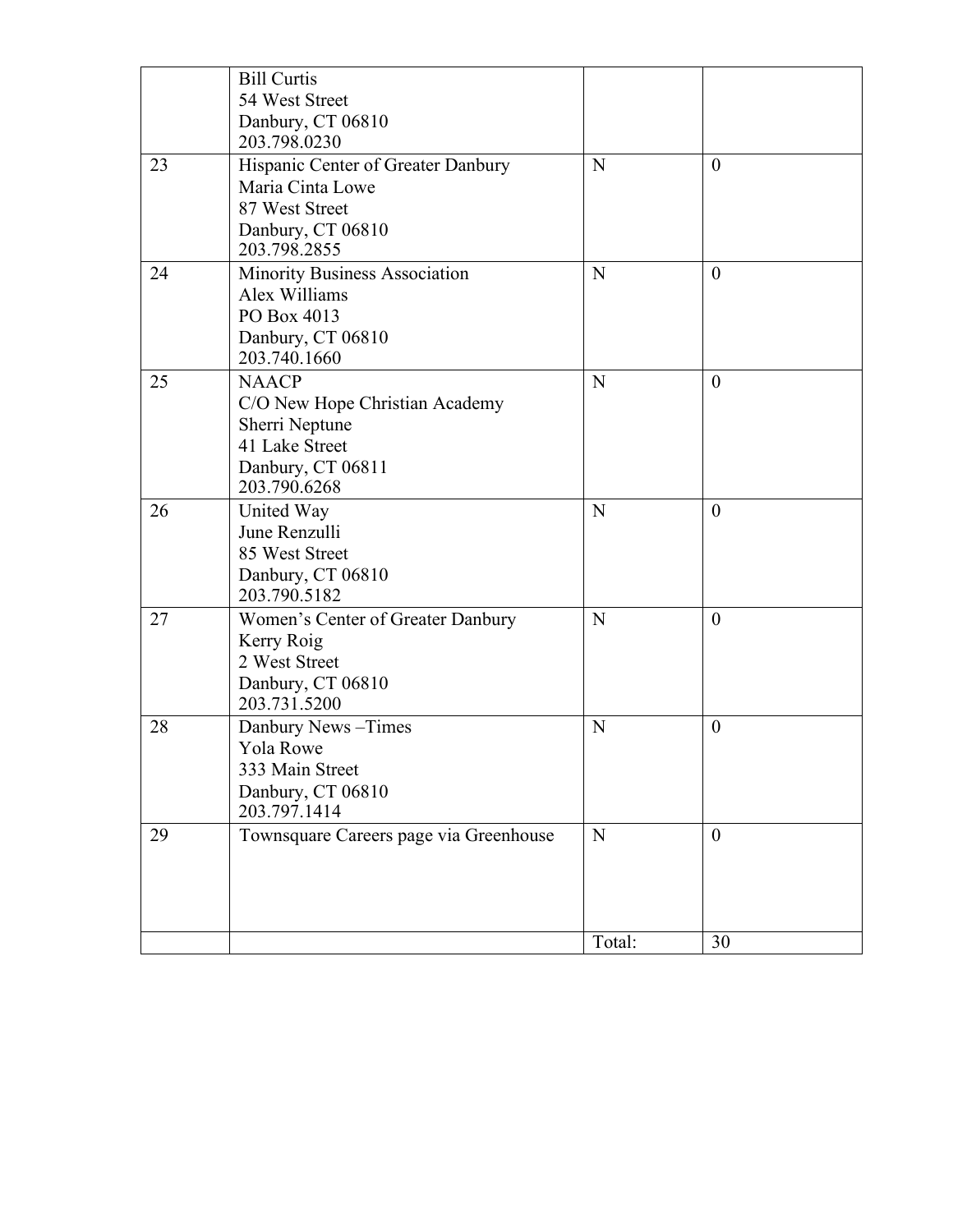| | | | |
|---|---|---|---|
| | Bill Curtis<br>54 West Street<br>Danbury, CT 06810<br>203.798.0230 | | |
| 23 | Hispanic Center of Greater Danbury<br>Maria Cinta Lowe<br>87 West Street<br>Danbury, CT 06810<br>203.798.2855 | N | 0 |
| 24 | Minority Business Association<br>Alex Williams<br>PO Box 4013<br>Danbury, CT 06810<br>203.740.1660 | N | 0 |
| 25 | NAACP<br>C/O New Hope Christian Academy<br>Sherri Neptune<br>41 Lake Street<br>Danbury, CT 06811<br>203.790.6268 | N | 0 |
| 26 | United Way<br>June Renzulli<br>85 West Street<br>Danbury, CT 06810<br>203.790.5182 | N | 0 |
| 27 | Women's Center of Greater Danbury<br>Kerry Roig<br>2 West Street<br>Danbury, CT 06810<br>203.731.5200 | N | 0 |
| 28 | Danbury News –Times<br>Yola Rowe<br>333 Main Street<br>Danbury, CT 06810<br>203.797.1414 | N | 0 |
| 29 | Townsquare Careers page via Greenhouse | N | 0 |
| | | Total: | 30 |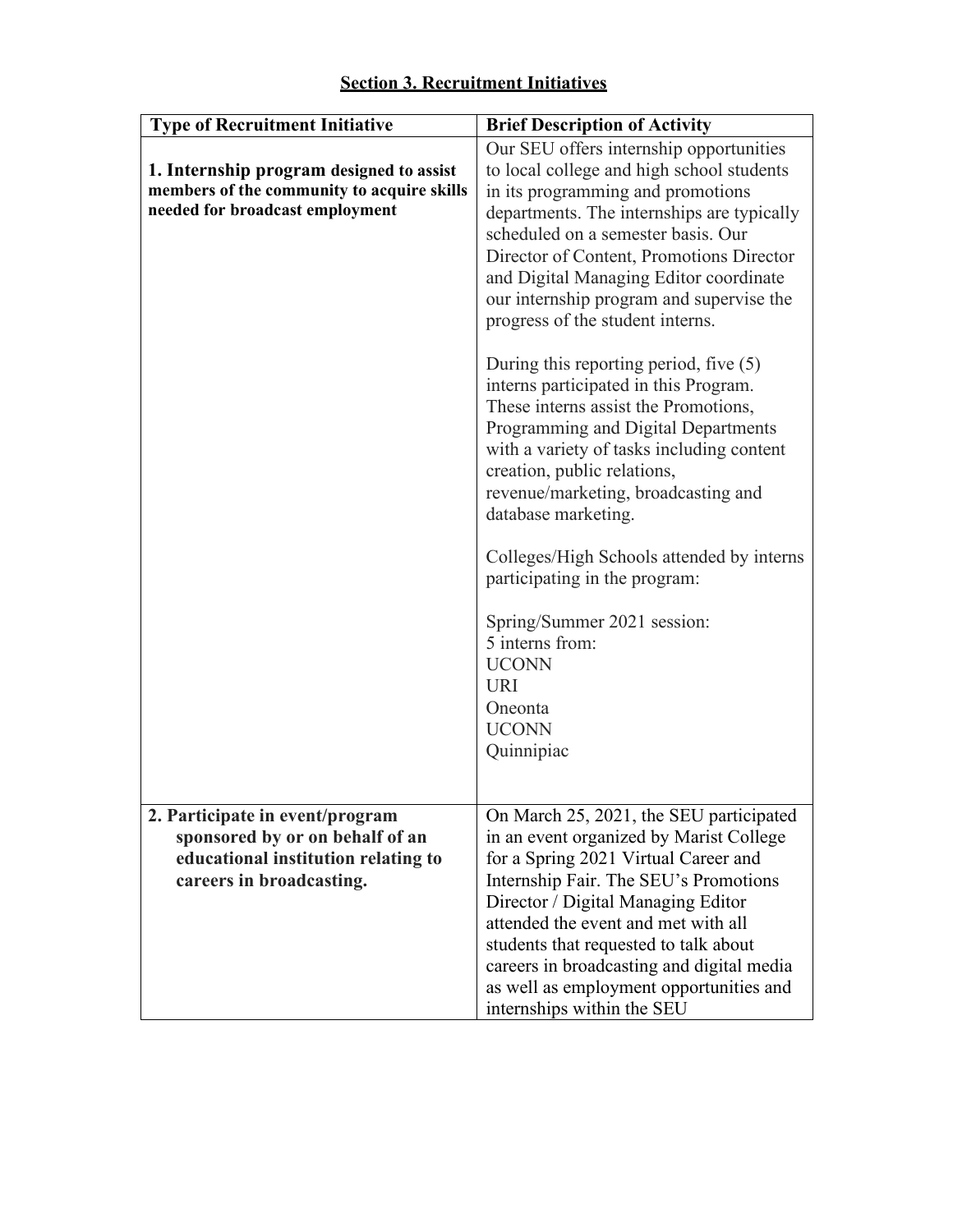## Section 3. Recruitment Initiatives

| Type of Recruitment Initiative | Brief Description of Activity |
|---|---|
| **1. Internship program designed to assist members of the community to acquire skills needed for broadcast employment** | Our SEU offers internship opportunities to local college and high school students in its programming and promotions departments. The internships are typically scheduled on a semester basis. Our Director of Content, Promotions Director and Digital Managing Editor coordinate our internship program and supervise the progress of the student interns.<br><br>During this reporting period, five (5) interns participated in this Program. These interns assist the Promotions, Programming and Digital Departments with a variety of tasks including content creation, public relations, revenue/marketing, broadcasting and database marketing.<br><br>Colleges/High Schools attended by interns participating in the program:<br><br>Spring/Summer 2021 session:<br>5 interns from:<br>UCONN<br>URI<br>Oneonta<br>UCONN<br>Quinnipiac |
| **2. Participate in event/program sponsored by or on behalf of an educational institution relating to careers in broadcasting.** | On March 25, 2021, the SEU participated in an event organized by Marist College for a Spring 2021 Virtual Career and Internship Fair. The SEU's Promotions Director / Digital Managing Editor attended the event and met with all students that requested to talk about careers in broadcasting and digital media as well as employment opportunities and internships within the SEU |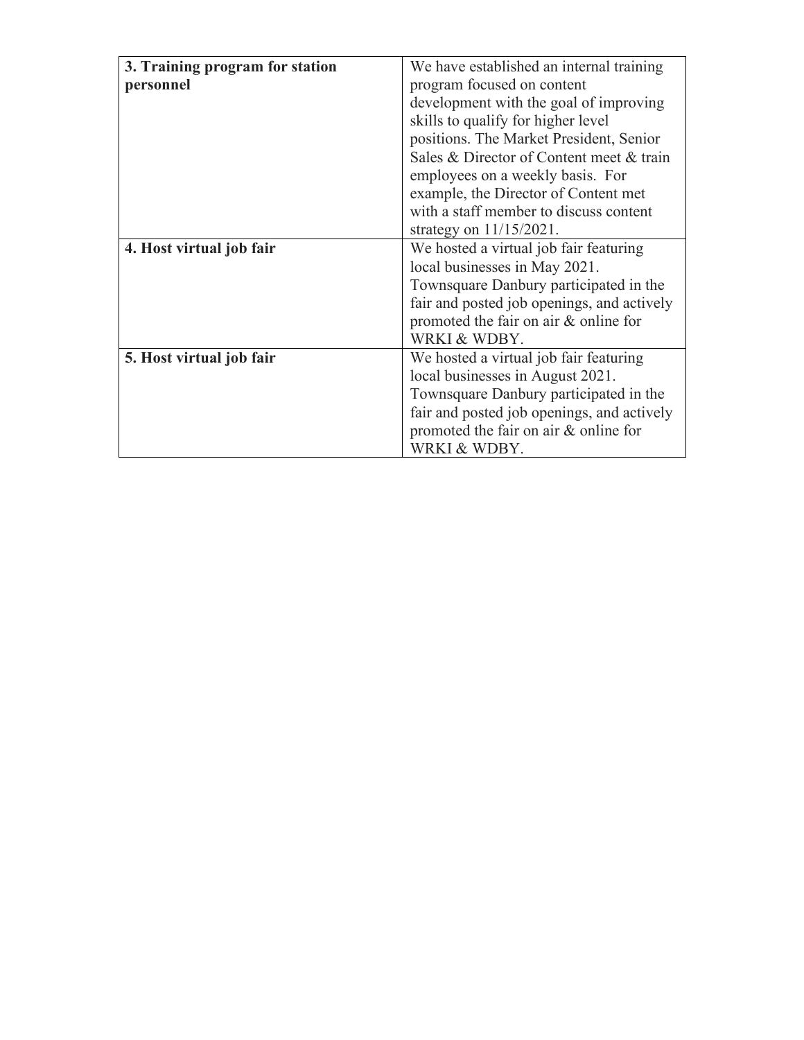| | |
|---|---|
| **3. Training program for station personnel** | We have established an internal training program focused on content development with the goal of improving skills to qualify for higher level positions. The Market President, Senior Sales & Director of Content meet & train employees on a weekly basis. For example, the Director of Content met with a staff member to discuss content strategy on 11/15/2021. |
| **4. Host virtual job fair** | We hosted a virtual job fair featuring local businesses in May 2021. Townsquare Danbury participated in the fair and posted job openings, and actively promoted the fair on air & online for WRKI & WDBY. |
| **5. Host virtual job fair** | We hosted a virtual job fair featuring local businesses in August 2021. Townsquare Danbury participated in the fair and posted job openings, and actively promoted the fair on air & online for WRKI & WDBY. |